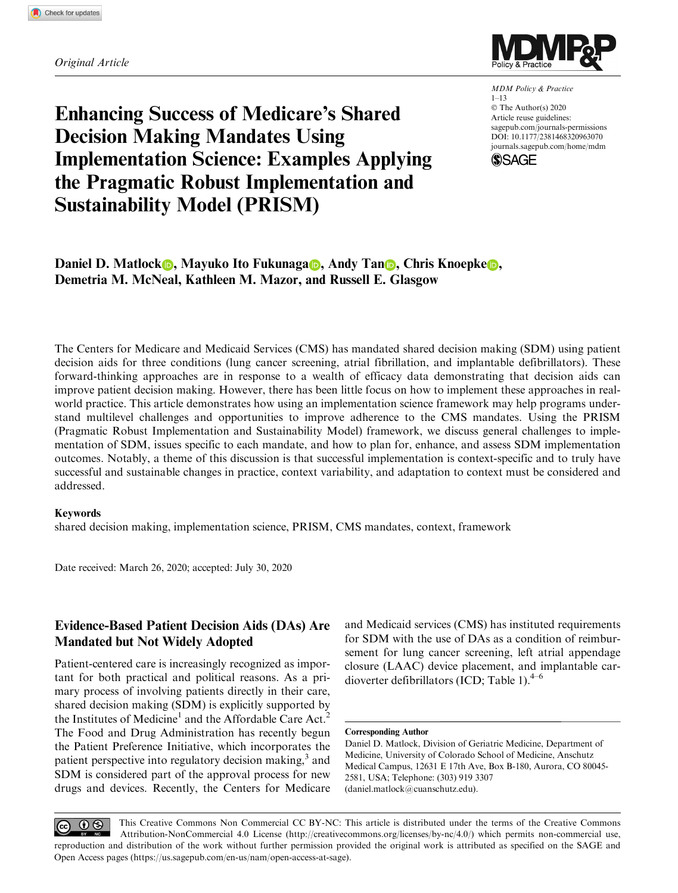*Original Article*

MDM Policy & Practice
1–13
© The Author(s) 2020
Article reuse guidelines:
sagepub.com/journals-permissions
DOI: 10.1177/2381468320963070
journals.sagepub.com/home/mdm

# Enhancing Success of Medicare's Shared Decision Making Mandates Using Implementation Science: Examples Applying the Pragmatic Robust Implementation and Sustainability Model (PRISM)

**Daniel D. Matlock, Mayuko Ito Fukunaga, Andy Tan, Chris Knoepke, Demetria M. McNeal, Kathleen M. Mazor, and Russell E. Glasgow**

The Centers for Medicare and Medicaid Services (CMS) has mandated shared decision making (SDM) using patient decision aids for three conditions (lung cancer screening, atrial fibrillation, and implantable defibrillators). These forward-thinking approaches are in response to a wealth of efficacy data demonstrating that decision aids can improve patient decision making. However, there has been little focus on how to implement these approaches in real-world practice. This article demonstrates how using an implementation science framework may help programs understand multilevel challenges and opportunities to improve adherence to the CMS mandates. Using the PRISM (Pragmatic Robust Implementation and Sustainability Model) framework, we discuss general challenges to implementation of SDM, issues specific to each mandate, and how to plan for, enhance, and assess SDM implementation outcomes. Notably, a theme of this discussion is that successful implementation is context-specific and to truly have successful and sustainable changes in practice, context variability, and adaptation to context must be considered and addressed.

### Keywords

shared decision making, implementation science, PRISM, CMS mandates, context, framework

Date received: March 26, 2020; accepted: July 30, 2020

## Evidence-Based Patient Decision Aids (DAs) Are Mandated but Not Widely Adopted

Patient-centered care is increasingly recognized as important for both practical and political reasons. As a primary process of involving patients directly in their care, shared decision making (SDM) is explicitly supported by the Institutes of Medicine[1] and the Affordable Care Act.[2] The Food and Drug Administration has recently begun the Patient Preference Initiative, which incorporates the patient perspective into regulatory decision making,[3] and SDM is considered part of the approval process for new drugs and devices. Recently, the Centers for Medicare and Medicaid services (CMS) has instituted requirements for SDM with the use of DAs as a condition of reimbursement for lung cancer screening, left atrial appendage closure (LAAC) device placement, and implantable cardioverter defibrillators (ICD; Table 1).[4–6]

**Corresponding Author**
Daniel D. Matlock, Division of Geriatric Medicine, Department of Medicine, University of Colorado School of Medicine, Anschutz Medical Campus, 12631 E 17th Ave, Box B-180, Aurora, CO 80045-2581, USA; Telephone: (303) 919 3307 (daniel.matlock@cuanschutz.edu).

This Creative Commons Non Commercial CC BY-NC: This article is distributed under the terms of the Creative Commons Attribution-NonCommercial 4.0 License (http://creativecommons.org/licenses/by-nc/4.0/) which permits non-commercial use, reproduction and distribution of the work without further permission provided the original work is attributed as specified on the SAGE and Open Access pages (https://us.sagepub.com/en-us/nam/open-access-at-sage).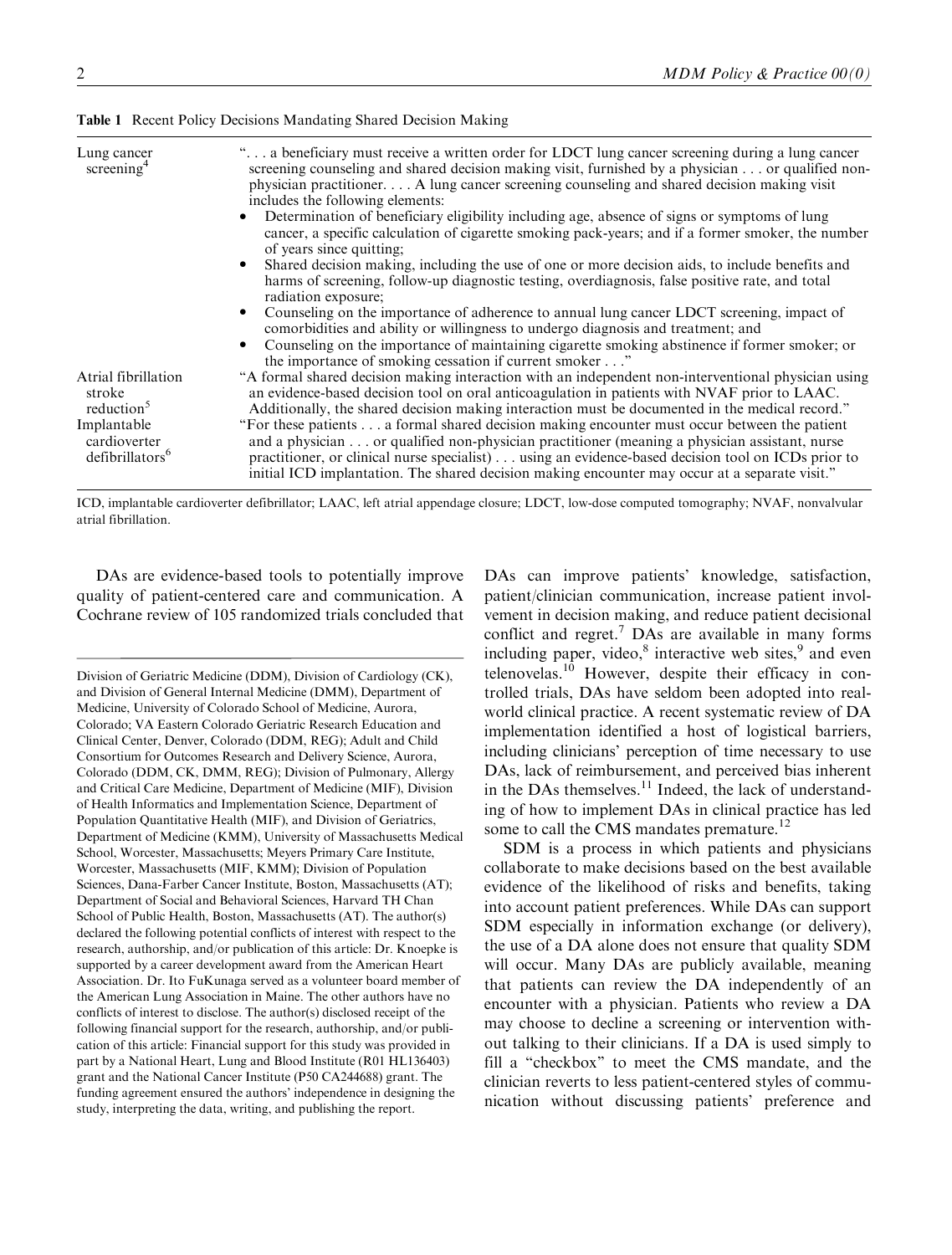**Table 1** Recent Policy Decisions Mandating Shared Decision Making

| | |
|---|---|
| Lung cancer screening[4] | ". . . a beneficiary must receive a written order for LDCT lung cancer screening during a lung cancer screening counseling and shared decision making visit, furnished by a physician . . . or qualified non-physician practitioner. . . . A lung cancer screening counseling and shared decision making visit includes the following elements: • Determination of beneficiary eligibility including age, absence of signs or symptoms of lung cancer, a specific calculation of cigarette smoking pack-years; and if a former smoker, the number of years since quitting; • Shared decision making, including the use of one or more decision aids, to include benefits and harms of screening, follow-up diagnostic testing, overdiagnosis, false positive rate, and total radiation exposure; • Counseling on the importance of adherence to annual lung cancer LDCT screening, impact of comorbidities and ability or willingness to undergo diagnosis and treatment; and • Counseling on the importance of maintaining cigarette smoking abstinence if former smoker; or the importance of smoking cessation if current smoker . . ." |
| Atrial fibrillation stroke reduction[5] | "A formal shared decision making interaction with an independent non-interventional physician using an evidence-based decision tool on oral anticoagulation in patients with NVAF prior to LAAC. Additionally, the shared decision making interaction must be documented in the medical record." |
| Implantable cardioverter defibrillators[6] | "For these patients . . . a formal shared decision making encounter must occur between the patient and a physician . . . or qualified non-physician practitioner (meaning a physician assistant, nurse practitioner, or clinical nurse specialist) . . . using an evidence-based decision tool on ICDs prior to initial ICD implantation. The shared decision making encounter may occur at a separate visit." |

ICD, implantable cardioverter defibrillator; LAAC, left atrial appendage closure; LDCT, low-dose computed tomography; NVAF, nonvalvular atrial fibrillation.

DAs are evidence-based tools to potentially improve quality of patient-centered care and communication. A Cochrane review of 105 randomized trials concluded that DAs can improve patients' knowledge, satisfaction, patient/clinician communication, increase patient involvement in decision making, and reduce patient decisional conflict and regret.[7] DAs are available in many forms including paper, video,[8] interactive web sites,[9] and even telenovelas.[10] However, despite their efficacy in controlled trials, DAs have seldom been adopted into real-world clinical practice. A recent systematic review of DA implementation identified a host of logistical barriers, including clinicians' perception of time necessary to use DAs, lack of reimbursement, and perceived bias inherent in the DAs themselves.[11] Indeed, the lack of understanding of how to implement DAs in clinical practice has led some to call the CMS mandates premature.[12]

SDM is a process in which patients and physicians collaborate to make decisions based on the best available evidence of the likelihood of risks and benefits, taking into account patient preferences. While DAs can support SDM especially in information exchange (or delivery), the use of a DA alone does not ensure that quality SDM will occur. Many DAs are publicly available, meaning that patients can review the DA independently of an encounter with a physician. Patients who review a DA may choose to decline a screening or intervention without talking to their clinicians. If a DA is used simply to fill a "checkbox" to meet the CMS mandate, and the clinician reverts to less patient-centered styles of communication without discussing patients' preference and

Division of Geriatric Medicine (DDM), Division of Cardiology (CK), and Division of General Internal Medicine (DMM), Department of Medicine, University of Colorado School of Medicine, Aurora, Colorado; VA Eastern Colorado Geriatric Research Education and Clinical Center, Denver, Colorado (DDM, REG); Adult and Child Consortium for Outcomes Research and Delivery Science, Aurora, Colorado (DDM, CK, DMM, REG); Division of Pulmonary, Allergy and Critical Care Medicine, Department of Medicine (MIF), Division of Health Informatics and Implementation Science, Department of Population Quantitative Health (MIF), and Division of Geriatrics, Department of Medicine (KMM), University of Massachusetts Medical School, Worcester, Massachusetts; Meyers Primary Care Institute, Worcester, Massachusetts (MIF, KMM); Division of Population Sciences, Dana-Farber Cancer Institute, Boston, Massachusetts (AT); Department of Social and Behavioral Sciences, Harvard TH Chan School of Public Health, Boston, Massachusetts (AT). The author(s) declared the following potential conflicts of interest with respect to the research, authorship, and/or publication of this article: Dr. Knoepke is supported by a career development award from the American Heart Association. Dr. Ito FuKunaga served as a volunteer board member of the American Lung Association in Maine. The other authors have no conflicts of interest to disclose. The author(s) disclosed receipt of the following financial support for the research, authorship, and/or publication of this article: Financial support for this study was provided in part by a National Heart, Lung and Blood Institute (R01 HL136403) grant and the National Cancer Institute (P50 CA244688) grant. The funding agreement ensured the authors' independence in designing the study, interpreting the data, writing, and publishing the report.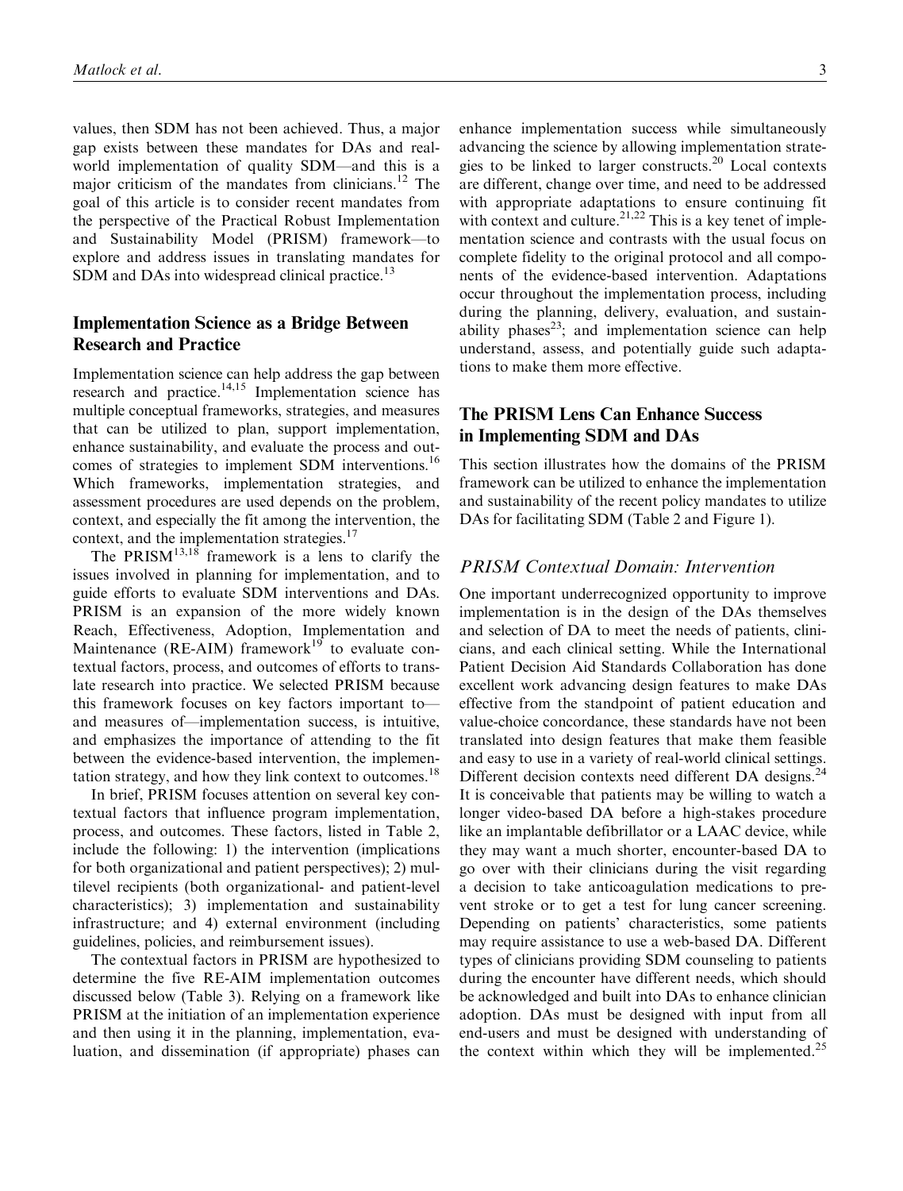values, then SDM has not been achieved. Thus, a major gap exists between these mandates for DAs and real-world implementation of quality SDM—and this is a major criticism of the mandates from clinicians.[12] The goal of this article is to consider recent mandates from the perspective of the Practical Robust Implementation and Sustainability Model (PRISM) framework—to explore and address issues in translating mandates for SDM and DAs into widespread clinical practice.[13]

## Implementation Science as a Bridge Between Research and Practice

Implementation science can help address the gap between research and practice.[14,15] Implementation science has multiple conceptual frameworks, strategies, and measures that can be utilized to plan, support implementation, enhance sustainability, and evaluate the process and outcomes of strategies to implement SDM interventions.[16] Which frameworks, implementation strategies, and assessment procedures are used depends on the problem, context, and especially the fit among the intervention, the context, and the implementation strategies.[17]

The PRISM[13,18] framework is a lens to clarify the issues involved in planning for implementation, and to guide efforts to evaluate SDM interventions and DAs. PRISM is an expansion of the more widely known Reach, Effectiveness, Adoption, Implementation and Maintenance (RE-AIM) framework[19] to evaluate contextual factors, process, and outcomes of efforts to translate research into practice. We selected PRISM because this framework focuses on key factors important to—and measures of—implementation success, is intuitive, and emphasizes the importance of attending to the fit between the evidence-based intervention, the implementation strategy, and how they link context to outcomes.[18]

In brief, PRISM focuses attention on several key contextual factors that influence program implementation, process, and outcomes. These factors, listed in Table 2, include the following: 1) the intervention (implications for both organizational and patient perspectives); 2) multilevel recipients (both organizational- and patient-level characteristics); 3) implementation and sustainability infrastructure; and 4) external environment (including guidelines, policies, and reimbursement issues).

The contextual factors in PRISM are hypothesized to determine the five RE-AIM implementation outcomes discussed below (Table 3). Relying on a framework like PRISM at the initiation of an implementation experience and then using it in the planning, implementation, evaluation, and dissemination (if appropriate) phases can enhance implementation success while simultaneously advancing the science by allowing implementation strategies to be linked to larger constructs.[20] Local contexts are different, change over time, and need to be addressed with appropriate adaptations to ensure continuing fit with context and culture.[21,22] This is a key tenet of implementation science and contrasts with the usual focus on complete fidelity to the original protocol and all components of the evidence-based intervention. Adaptations occur throughout the implementation process, including during the planning, delivery, evaluation, and sustainability phases[23]; and implementation science can help understand, assess, and potentially guide such adaptations to make them more effective.

## The PRISM Lens Can Enhance Success in Implementing SDM and DAs

This section illustrates how the domains of the PRISM framework can be utilized to enhance the implementation and sustainability of the recent policy mandates to utilize DAs for facilitating SDM (Table 2 and Figure 1).

### *PRISM Contextual Domain: Intervention*

One important underrecognized opportunity to improve implementation is in the design of the DAs themselves and selection of DA to meet the needs of patients, clinicians, and each clinical setting. While the International Patient Decision Aid Standards Collaboration has done excellent work advancing design features to make DAs effective from the standpoint of patient education and value-choice concordance, these standards have not been translated into design features that make them feasible and easy to use in a variety of real-world clinical settings. Different decision contexts need different DA designs.[24] It is conceivable that patients may be willing to watch a longer video-based DA before a high-stakes procedure like an implantable defibrillator or a LAAC device, while they may want a much shorter, encounter-based DA to go over with their clinicians during the visit regarding a decision to take anticoagulation medications to prevent stroke or to get a test for lung cancer screening. Depending on patients' characteristics, some patients may require assistance to use a web-based DA. Different types of clinicians providing SDM counseling to patients during the encounter have different needs, which should be acknowledged and built into DAs to enhance clinician adoption. DAs must be designed with input from all end-users and must be designed with understanding of the context within which they will be implemented.[25]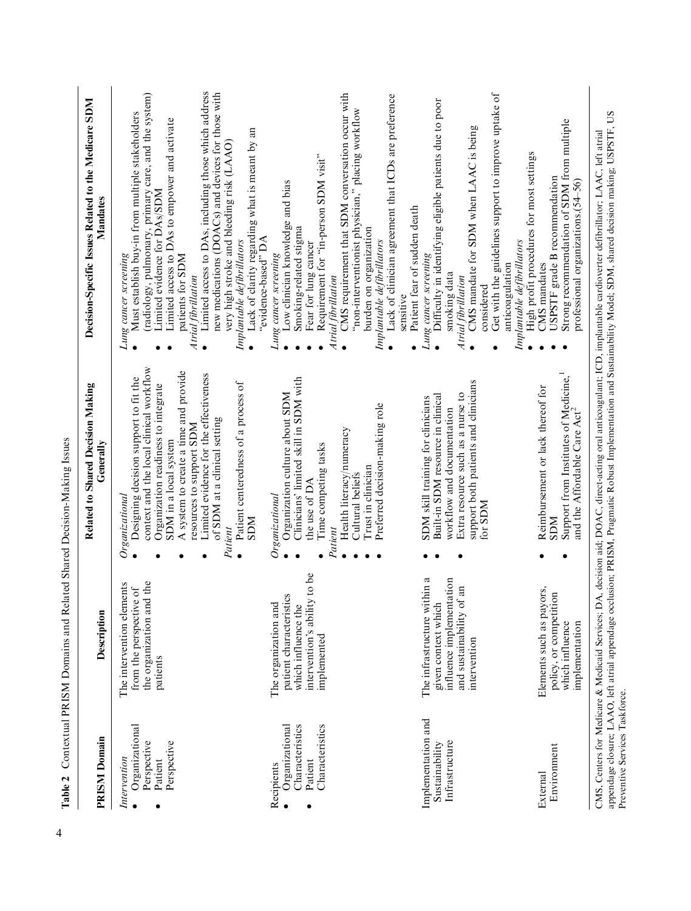**Table 2** Contextual PRISM Domains and Related Shared Decision-Making Issues

| PRISM Domain | Description | Related to Shared Decision Making Generally | Decision-Specific Issues Related to the Medicare SDM Mandates |
|---|---|---|---|
| *Intervention*<br>• Organizational Perspective<br>• Patient Perspective | The intervention elements from the perspective of the organization and the patients | *Organizational*<br>• Designing decision support to fit the context and the local clinical workflow<br>• Organization readiness to integrate SDM in a local system<br>• A system to create a time and provide resources to support SDM<br>• Limited evidence for the effectiveness of SDM at a clinical setting<br>*Patient*<br>• Patient centeredness of a process of SDM | *Lung cancer screening*<br>• Must establish buy-in from multiple stakeholders (radiology, pulmonary, primary care, and the system)<br>• Limited evidence for DAs/SDM<br>• Limited access to DAs to empower and activate patients for SDM<br>*Atrial fibrillation*<br>• Limited access to DAs, including those which address new medications (DOACs) and devices for those with very high stroke and bleeding risk (LAAO)<br>*Implantable defibrillators*<br>• Lack of clarity regarding what is meant by an "evidence-based" DA |
| Recipients<br>• Organizational Characteristics<br>• Patient Characteristics | The organization and patient characteristics which influence the intervention's ability to be implemented | *Organizational*<br>• Organization culture about SDM<br>• Clinicians' limited skill in SDM with the use of DA<br>• Time competing tasks<br>*Patient*<br>• Health literacy/numeracy<br>• Cultural beliefs<br>• Trust in clinician<br>• Preferred decision-making role | *Lung cancer screening*<br>• Low clinician knowledge and bias<br>• Smoking-related stigma<br>• Fear for lung cancer<br>• Requirement for "in-person SDM visit"<br>*Atrial fibrillation*<br>• CMS requirement that SDM conversation occur with "non-interventionist physician," placing workflow burden on organization<br>*Implantable defibrillators*<br>• Lack of clinician agreement that ICDs are preference sensitive<br>• Patient fear of sudden death |
| Implementation and Sustainability Infrastructure | The infrastructure within a given context which influence implementation and sustainability of an intervention | • SDM skill training for clinicians<br>• Built-in SDM resource in clinical workflow and documentation<br>• Extra resource such as a nurse to support both patients and clinicians for SDM | *Lung cancer screening*<br>• Difficulty in identifying eligible patients due to poor smoking data<br>*Atrial fibrillation*<br>• CMS mandate for SDM when LAAC is being considered<br>• Get with the guidelines support to improve uptake of anticoagulation<br>*Implantable defibrillators*<br>• High profit procedures for most settings |
| External Environment | Elements such as payors, policy, or competition which influence implementation | • Reimbursement or lack thereof for SDM<br>• Support from Institutes of Medicine,[1] and the Affordable Care Act[2] | • CMS mandates<br>• USPSTF grade B recommendation<br>• Strong recommendation of SDM from multiple professional organizations.(54–56) |

CMS, Centers for Medicare & Medicaid Services; DA, decision aid; DOAC, direct-acting oral anticoagulant; ICD, implantable cardioverter defibrillator; LAAC, left atrial appendage closure; LAAO, left atrial appendage occlusion; PRISM, Pragmatic Robust Implementation and Sustainability Model; SDM, shared decision making; USPSTF, US Preventive Services Taskforce.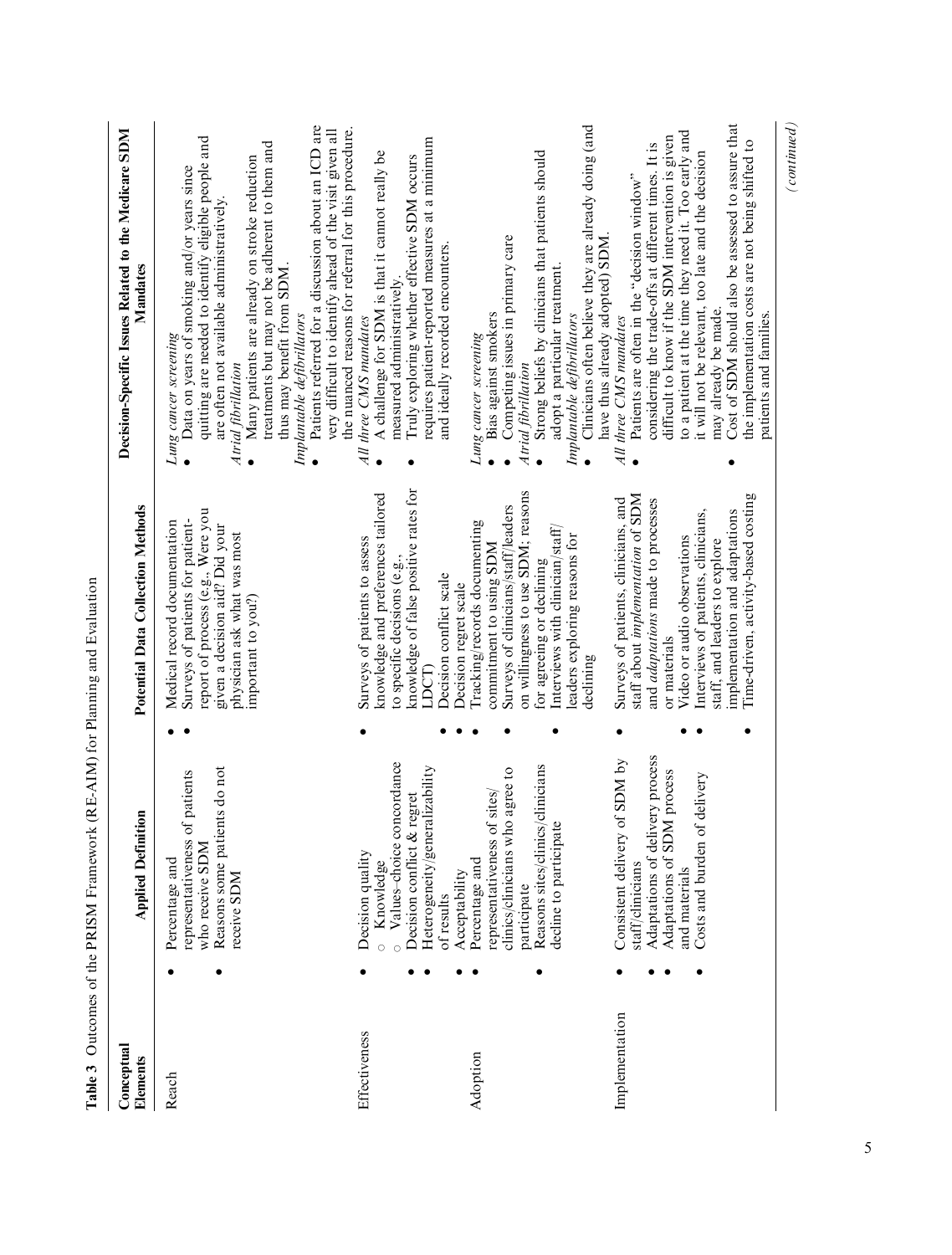**Table 3** Outcomes of the PRISM Framework (RE-AIM) for Planning and Evaluation

| Conceptual Elements | Applied Definition | Potential Data Collection Methods | Decision-Specific Issues Related to the Medicare SDM Mandates |
|---|---|---|---|
| Reach | • Percentage and representativeness of patients who receive SDM<br>• Reasons some patients do not receive SDM | • Medical record documentation<br>• Surveys of patients for patient-report of process (e.g., Were you given a decision aid? Did your physician ask what was most important to you?) | *Lung cancer screening*<br>• Data on years of smoking and/or years since quitting are needed to identify eligible people and are often not available administratively.<br>*Atrial fibrillation*<br>• Many patients are already on stroke reduction treatments but may not be adherent to them and thus may benefit from SDM.<br>*Implantable defibrillators*<br>• Patients referred for a discussion about an ICD are very difficult to identify ahead of the visit given all the nuanced reasons for referral for this procedure. |
| Effectiveness | • Decision quality<br>  ○ Knowledge<br>  ○ Values–choice concordance<br>• Decision conflict & regret<br>• Heterogeneity/generalizability of results<br>• Acceptability | • Surveys of patients to assess knowledge and preferences tailored to specific decisions (e.g., knowledge of false positive rates for LDCT)<br>• Decision conflict scale<br>• Decision regret scale | *All three CMS mandates*<br>• A challenge for SDM is that it cannot really be measured administratively.<br>• Truly exploring whether effective SDM occurs requires patient-reported measures at a minimum and ideally recorded encounters. |
| Adoption | • Percentage and representativeness of sites/clinics/clinicians who agree to participate<br>• Reasons sites/clinics/clinicians decline to participate | • Tracking/records documenting commitment to using SDM<br>• Surveys of clinicians/staff/leaders on willingness to use SDM; reasons for agreeing or declining<br>• Interviews with clinician/staff/leaders exploring reasons for declining | *Lung cancer screening*<br>• Bias against smokers<br>• Competing issues in primary care<br>*Atrial fibrillation*<br>• Strong beliefs by clinicians that patients should adopt a particular treatment.<br>*Implantable defibrillators*<br>• Clinicians often believe they are already doing (and have thus already adopted) SDM. |
| Implementation | • Consistent delivery of SDM by staff/clinicians<br>• Adaptations of delivery process<br>• Adaptations of SDM process and materials<br>• Costs and burden of delivery | • Surveys of patients, clinicians, and staff about *implementation* of SDM and *adaptations* made to processes or materials<br>• Video or audio observations<br>• Interviews of patients, clinicians, staff, and leaders to explore implementation and adaptations<br>• Time-driven, activity-based costing | *All three CMS mandates*<br>• Patients are often in the "decision window" considering the trade-offs at different times. It is difficult to know if the SDM intervention is given to a patient at the time they need it. Too early and it will not be relevant, too late and the decision may already be made.<br>• Cost of SDM should also be assessed to assure that the implementation costs are not being shifted to patients and families. |

*(continued)*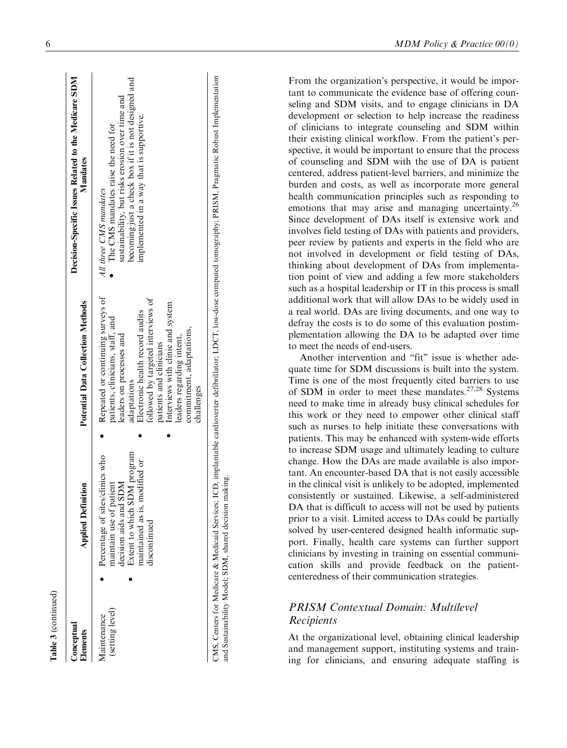Table 3 (continued)

| Conceptual Elements | Applied Definition | Potential Data Collection Methods | Decision-Specific Issues Related to the Medicare SDM Mandates |
| --- | --- | --- | --- |
| Maintenance (setting level) | • Percentage of sites/clinics who maintain use of patient decision aids and SDM<br>• Extent to which SDM program maintained as is, modified or discontinued | • Repeated or continuing surveys of patients, clinicians, staff, and leaders on processes and adaptations<br>• Electronic health record audits followed by targeted interviews of patients and clinicians<br>• Interviews with clinic and system leaders regarding intent, commitment, adaptations, challenges | *All three CMS mandates*<br>• The CMS mandates raise the need for sustainability, but risks erosion over time and becoming just a check box if it is not designed and implemented in a way that is supportive. |

CMS, Centers for Medicare & Medicaid Services; ICD, implantable cardioverter defibrillator; LDCT, low-dose computed tomography; PRISM, Pragmatic Robust Implementation and Sustainability Model; SDM, shared decision making.

From the organization's perspective, it would be important to communicate the evidence base of offering counseling and SDM visits, and to engage clinicians in DA development or selection to help increase the readiness of clinicians to integrate counseling and SDM within their existing clinical workflow. From the patient's perspective, it would be important to ensure that the process of counseling and SDM with the use of DA is patient centered, address patient-level barriers, and minimize the burden and costs, as well as incorporate more general health communication principles such as responding to emotions that may arise and managing uncertainty.[26] Since development of DAs itself is extensive work and involves field testing of DAs with patients and providers, peer review by patients and experts in the field who are not involved in development or field testing of DAs, thinking about development of DAs from implementation point of view and adding a few more stakeholders such as a hospital leadership or IT in this process is small additional work that will allow DAs to be widely used in a real world. DAs are living documents, and one way to defray the costs is to do some of this evaluation postimplementation allowing the DA to be adapted over time to meet the needs of end-users.

Another intervention and "fit" issue is whether adequate time for SDM discussions is built into the system. Time is one of the most frequently cited barriers to use of SDM in order to meet these mandates.[27,28] Systems need to make time in already busy clinical schedules for this work or they need to empower other clinical staff such as nurses to help initiate these conversations with patients. This may be enhanced with system-wide efforts to increase SDM usage and ultimately leading to culture change. How the DAs are made available is also important. An encounter-based DA that is not easily accessible in the clinical visit is unlikely to be adopted, implemented consistently or sustained. Likewise, a self-administered DA that is difficult to access will not be used by patients prior to a visit. Limited access to DAs could be partially solved by user-centered designed health informatic support. Finally, health care systems can further support clinicians by investing in training on essential communication skills and provide feedback on the patient-centeredness of their communication strategies.

## *PRISM Contextual Domain: Multilevel Recipients*

At the organizational level, obtaining clinical leadership and management support, instituting systems and training for clinicians, and ensuring adequate staffing is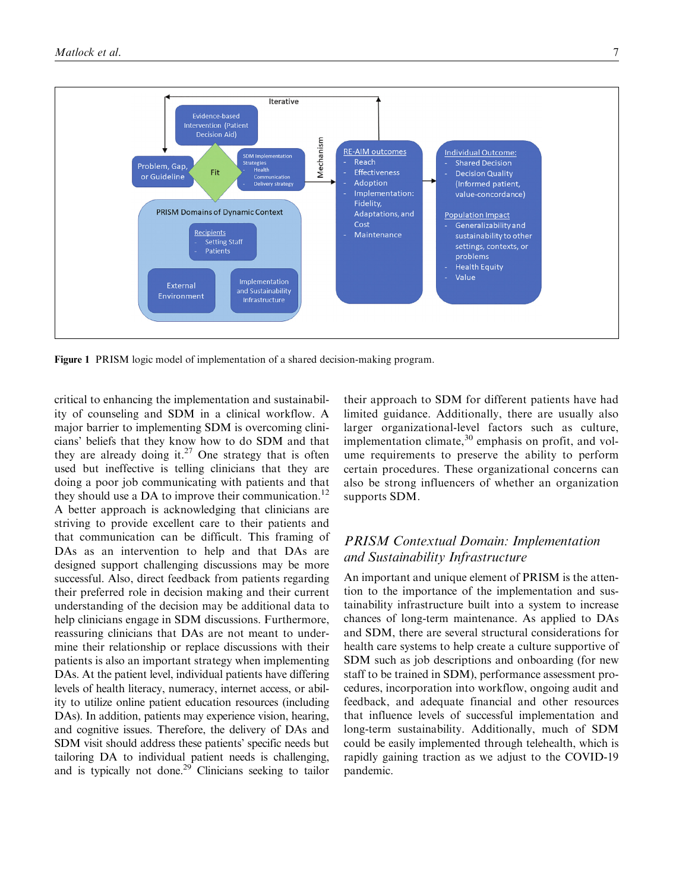Figure 1 PRISM logic model of implementation of a shared decision-making program.

critical to enhancing the implementation and sustainability of counseling and SDM in a clinical workflow. A major barrier to implementing SDM is overcoming clinicians' beliefs that they know how to do SDM and that they are already doing it.[27] One strategy that is often used but ineffective is telling clinicians that they are doing a poor job communicating with patients and that they should use a DA to improve their communication.[12] A better approach is acknowledging that clinicians are striving to provide excellent care to their patients and that communication can be difficult. This framing of DAs as an intervention to help and that DAs are designed support challenging discussions may be more successful. Also, direct feedback from patients regarding their preferred role in decision making and their current understanding of the decision may be additional data to help clinicians engage in SDM discussions. Furthermore, reassuring clinicians that DAs are not meant to undermine their relationship or replace discussions with their patients is also an important strategy when implementing DAs. At the patient level, individual patients have differing levels of health literacy, numeracy, internet access, or ability to utilize online patient education resources (including DAs). In addition, patients may experience vision, hearing, and cognitive issues. Therefore, the delivery of DAs and SDM visit should address these patients' specific needs but tailoring DA to individual patient needs is challenging, and is typically not done.[29] Clinicians seeking to tailor their approach to SDM for different patients have had limited guidance. Additionally, there are usually also larger organizational-level factors such as culture, implementation climate,[30] emphasis on profit, and volume requirements to preserve the ability to perform certain procedures. These organizational concerns can also be strong influencers of whether an organization supports SDM.

## *PRISM Contextual Domain: Implementation and Sustainability Infrastructure*

An important and unique element of PRISM is the attention to the importance of the implementation and sustainability infrastructure built into a system to increase chances of long-term maintenance. As applied to DAs and SDM, there are several structural considerations for health care systems to help create a culture supportive of SDM such as job descriptions and onboarding (for new staff to be trained in SDM), performance assessment procedures, incorporation into workflow, ongoing audit and feedback, and adequate financial and other resources that influence levels of successful implementation and long-term sustainability. Additionally, much of SDM could be easily implemented through telehealth, which is rapidly gaining traction as we adjust to the COVID-19 pandemic.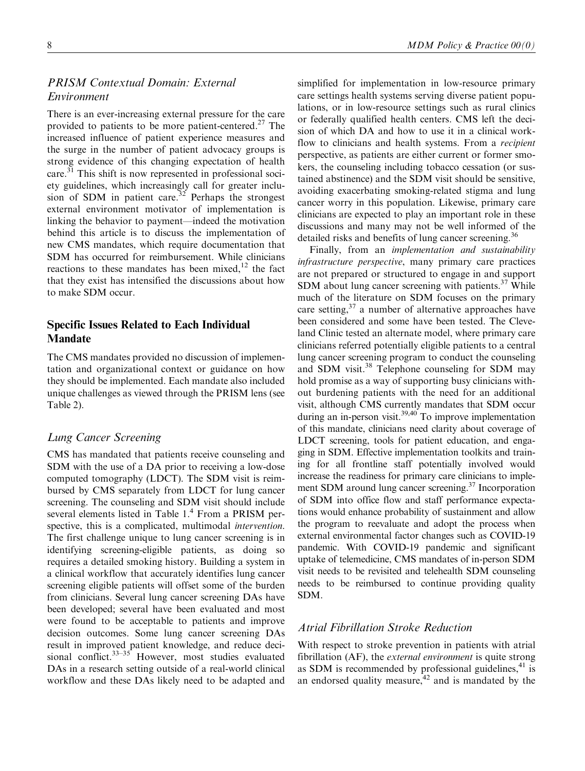### *PRISM Contextual Domain: External Environment*

There is an ever-increasing external pressure for the care provided to patients to be more patient-centered.[27] The increased influence of patient experience measures and the surge in the number of patient advocacy groups is strong evidence of this changing expectation of health care.[31] This shift is now represented in professional society guidelines, which increasingly call for greater inclusion of SDM in patient care.[32] Perhaps the strongest external environment motivator of implementation is linking the behavior to payment—indeed the motivation behind this article is to discuss the implementation of new CMS mandates, which require documentation that SDM has occurred for reimbursement. While clinicians reactions to these mandates has been mixed,[12] the fact that they exist has intensified the discussions about how to make SDM occur.

## Specific Issues Related to Each Individual Mandate

The CMS mandates provided no discussion of implementation and organizational context or guidance on how they should be implemented. Each mandate also included unique challenges as viewed through the PRISM lens (see Table 2).

### *Lung Cancer Screening*

CMS has mandated that patients receive counseling and SDM with the use of a DA prior to receiving a low-dose computed tomography (LDCT). The SDM visit is reimbursed by CMS separately from LDCT for lung cancer screening. The counseling and SDM visit should include several elements listed in Table 1.[4] From a PRISM perspective, this is a complicated, multimodal *intervention*. The first challenge unique to lung cancer screening is in identifying screening-eligible patients, as doing so requires a detailed smoking history. Building a system in a clinical workflow that accurately identifies lung cancer screening eligible patients will offset some of the burden from clinicians. Several lung cancer screening DAs have been developed; several have been evaluated and most were found to be acceptable to patients and improve decision outcomes. Some lung cancer screening DAs result in improved patient knowledge, and reduce decisional conflict.[33–35] However, most studies evaluated DAs in a research setting outside of a real-world clinical workflow and these DAs likely need to be adapted and simplified for implementation in low-resource primary care settings health systems serving diverse patient populations, or in low-resource settings such as rural clinics or federally qualified health centers. CMS left the decision of which DA and how to use it in a clinical workflow to clinicians and health systems. From a *recipient* perspective, as patients are either current or former smokers, the counseling including tobacco cessation (or sustained abstinence) and the SDM visit should be sensitive, avoiding exacerbating smoking-related stigma and lung cancer worry in this population. Likewise, primary care clinicians are expected to play an important role in these discussions and many may not be well informed of the detailed risks and benefits of lung cancer screening.[36]

Finally, from an *implementation and sustainability infrastructure perspective*, many primary care practices are not prepared or structured to engage in and support SDM about lung cancer screening with patients.[37] While much of the literature on SDM focuses on the primary care setting,[37] a number of alternative approaches have been considered and some have been tested. The Cleveland Clinic tested an alternate model, where primary care clinicians referred potentially eligible patients to a central lung cancer screening program to conduct the counseling and SDM visit.[38] Telephone counseling for SDM may hold promise as a way of supporting busy clinicians without burdening patients with the need for an additional visit, although CMS currently mandates that SDM occur during an in-person visit.[39,40] To improve implementation of this mandate, clinicians need clarity about coverage of LDCT screening, tools for patient education, and engaging in SDM. Effective implementation toolkits and training for all frontline staff potentially involved would increase the readiness for primary care clinicians to implement SDM around lung cancer screening.[37] Incorporation of SDM into office flow and staff performance expectations would enhance probability of sustainment and allow the program to reevaluate and adopt the process when external environmental factor changes such as COVID-19 pandemic. With COVID-19 pandemic and significant uptake of telemedicine, CMS mandates of in-person SDM visit needs to be revisited and telehealth SDM counseling needs to be reimbursed to continue providing quality SDM.

### *Atrial Fibrillation Stroke Reduction*

With respect to stroke prevention in patients with atrial fibrillation (AF), the *external environment* is quite strong as SDM is recommended by professional guidelines,[41] is an endorsed quality measure,[42] and is mandated by the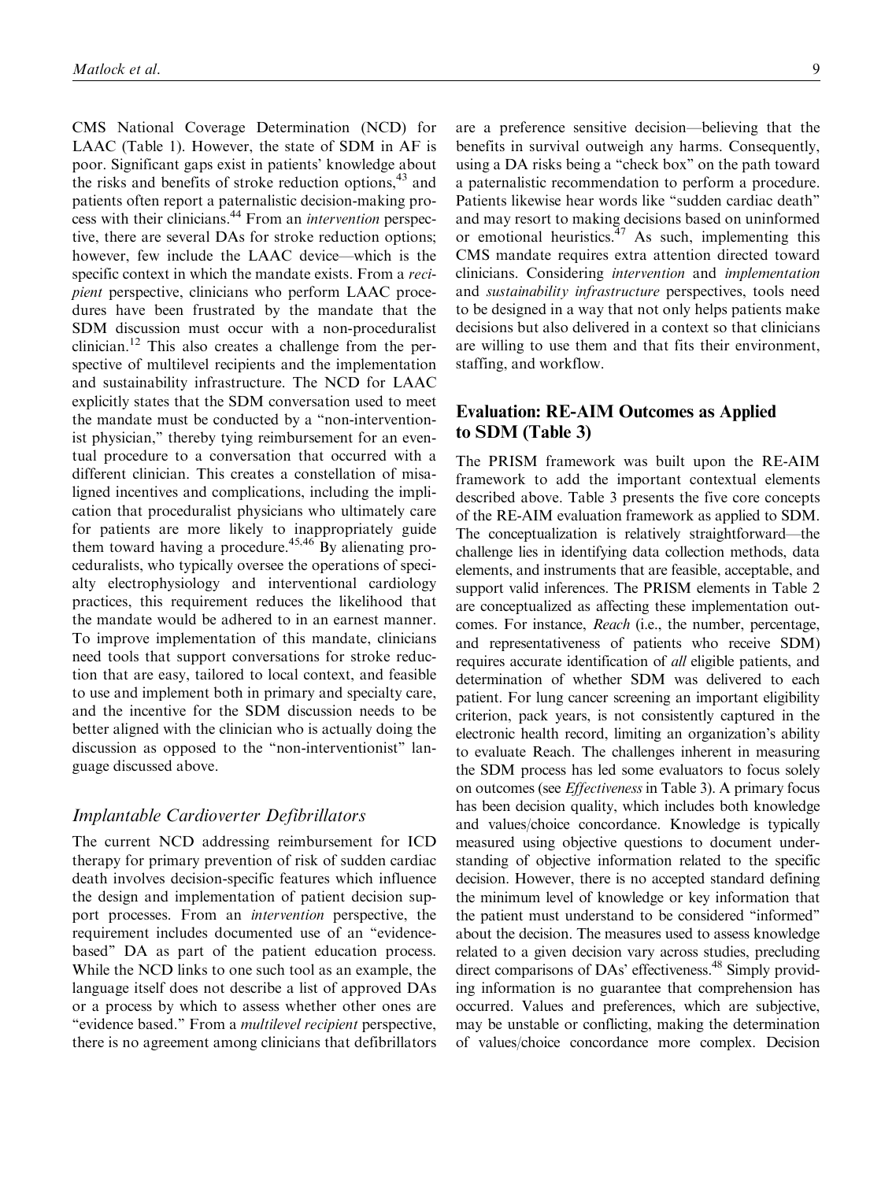CMS National Coverage Determination (NCD) for LAAC (Table 1). However, the state of SDM in AF is poor. Significant gaps exist in patients' knowledge about the risks and benefits of stroke reduction options,[43] and patients often report a paternalistic decision-making process with their clinicians.[44] From an *intervention* perspective, there are several DAs for stroke reduction options; however, few include the LAAC device—which is the specific context in which the mandate exists. From a *recipient* perspective, clinicians who perform LAAC procedures have been frustrated by the mandate that the SDM discussion must occur with a non-proceduralist clinician.[12] This also creates a challenge from the perspective of multilevel recipients and the implementation and sustainability infrastructure. The NCD for LAAC explicitly states that the SDM conversation used to meet the mandate must be conducted by a "non-interventionist physician," thereby tying reimbursement for an eventual procedure to a conversation that occurred with a different clinician. This creates a constellation of misaligned incentives and complications, including the implication that proceduralist physicians who ultimately care for patients are more likely to inappropriately guide them toward having a procedure.[45,46] By alienating proceduralists, who typically oversee the operations of specialty electrophysiology and interventional cardiology practices, this requirement reduces the likelihood that the mandate would be adhered to in an earnest manner. To improve implementation of this mandate, clinicians need tools that support conversations for stroke reduction that are easy, tailored to local context, and feasible to use and implement both in primary and specialty care, and the incentive for the SDM discussion needs to be better aligned with the clinician who is actually doing the discussion as opposed to the "non-interventionist" language discussed above.

### *Implantable Cardioverter Defibrillators*

The current NCD addressing reimbursement for ICD therapy for primary prevention of risk of sudden cardiac death involves decision-specific features which influence the design and implementation of patient decision support processes. From an *intervention* perspective, the requirement includes documented use of an "evidence-based" DA as part of the patient education process. While the NCD links to one such tool as an example, the language itself does not describe a list of approved DAs or a process by which to assess whether other ones are "evidence based." From a *multilevel recipient* perspective, there is no agreement among clinicians that defibrillators are a preference sensitive decision—believing that the benefits in survival outweigh any harms. Consequently, using a DA risks being a "check box" on the path toward a paternalistic recommendation to perform a procedure. Patients likewise hear words like "sudden cardiac death" and may resort to making decisions based on uninformed or emotional heuristics.[47] As such, implementing this CMS mandate requires extra attention directed toward clinicians. Considering *intervention* and *implementation* and *sustainability infrastructure* perspectives, tools need to be designed in a way that not only helps patients make decisions but also delivered in a context so that clinicians are willing to use them and that fits their environment, staffing, and workflow.

## Evaluation: RE-AIM Outcomes as Applied to SDM (Table 3)

The PRISM framework was built upon the RE-AIM framework to add the important contextual elements described above. Table 3 presents the five core concepts of the RE-AIM evaluation framework as applied to SDM. The conceptualization is relatively straightforward—the challenge lies in identifying data collection methods, data elements, and instruments that are feasible, acceptable, and support valid inferences. The PRISM elements in Table 2 are conceptualized as affecting these implementation outcomes. For instance, *Reach* (i.e., the number, percentage, and representativeness of patients who receive SDM) requires accurate identification of *all* eligible patients, and determination of whether SDM was delivered to each patient. For lung cancer screening an important eligibility criterion, pack years, is not consistently captured in the electronic health record, limiting an organization's ability to evaluate Reach. The challenges inherent in measuring the SDM process has led some evaluators to focus solely on outcomes (see *Effectiveness* in Table 3). A primary focus has been decision quality, which includes both knowledge and values/choice concordance. Knowledge is typically measured using objective questions to document understanding of objective information related to the specific decision. However, there is no accepted standard defining the minimum level of knowledge or key information that the patient must understand to be considered "informed" about the decision. The measures used to assess knowledge related to a given decision vary across studies, precluding direct comparisons of DAs' effectiveness.[48] Simply providing information is no guarantee that comprehension has occurred. Values and preferences, which are subjective, may be unstable or conflicting, making the determination of values/choice concordance more complex. Decision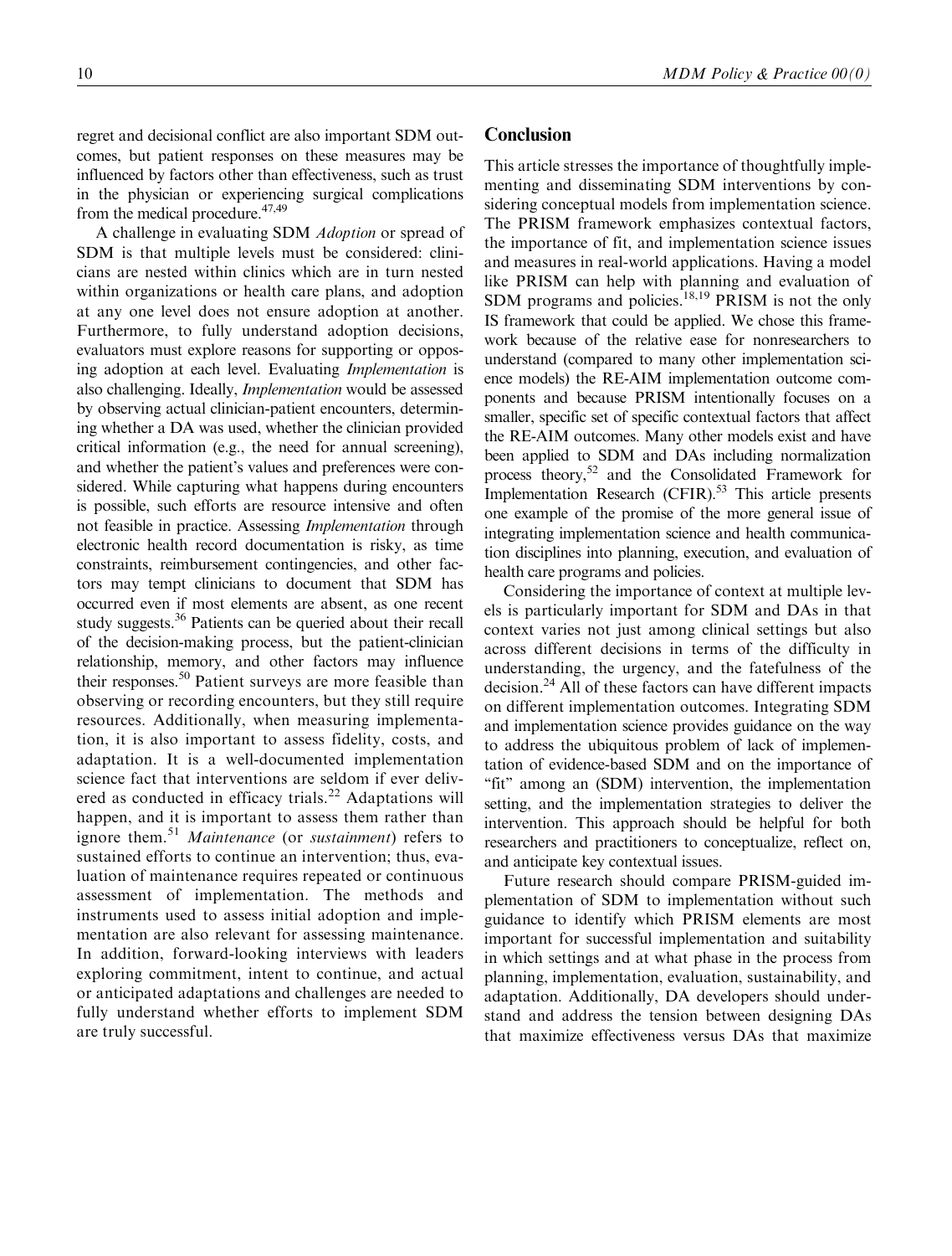regret and decisional conflict are also important SDM outcomes, but patient responses on these measures may be influenced by factors other than effectiveness, such as trust in the physician or experiencing surgical complications from the medical procedure.[47,49]

A challenge in evaluating SDM *Adoption* or spread of SDM is that multiple levels must be considered: clinicians are nested within clinics which are in turn nested within organizations or health care plans, and adoption at any one level does not ensure adoption at another. Furthermore, to fully understand adoption decisions, evaluators must explore reasons for supporting or opposing adoption at each level. Evaluating *Implementation* is also challenging. Ideally, *Implementation* would be assessed by observing actual clinician-patient encounters, determining whether a DA was used, whether the clinician provided critical information (e.g., the need for annual screening), and whether the patient's values and preferences were considered. While capturing what happens during encounters is possible, such efforts are resource intensive and often not feasible in practice. Assessing *Implementation* through electronic health record documentation is risky, as time constraints, reimbursement contingencies, and other factors may tempt clinicians to document that SDM has occurred even if most elements are absent, as one recent study suggests.[36] Patients can be queried about their recall of the decision-making process, but the patient-clinician relationship, memory, and other factors may influence their responses.[50] Patient surveys are more feasible than observing or recording encounters, but they still require resources. Additionally, when measuring implementation, it is also important to assess fidelity, costs, and adaptation. It is a well-documented implementation science fact that interventions are seldom if ever delivered as conducted in efficacy trials.[22] Adaptations will happen, and it is important to assess them rather than ignore them.[51] *Maintenance* (or *sustainment*) refers to sustained efforts to continue an intervention; thus, evaluation of maintenance requires repeated or continuous assessment of implementation. The methods and instruments used to assess initial adoption and implementation are also relevant for assessing maintenance. In addition, forward-looking interviews with leaders exploring commitment, intent to continue, and actual or anticipated adaptations and challenges are needed to fully understand whether efforts to implement SDM are truly successful.

## Conclusion

This article stresses the importance of thoughtfully implementing and disseminating SDM interventions by considering conceptual models from implementation science. The PRISM framework emphasizes contextual factors, the importance of fit, and implementation science issues and measures in real-world applications. Having a model like PRISM can help with planning and evaluation of SDM programs and policies.[18,19] PRISM is not the only IS framework that could be applied. We chose this framework because of the relative ease for nonresearchers to understand (compared to many other implementation science models) the RE-AIM implementation outcome components and because PRISM intentionally focuses on a smaller, specific set of specific contextual factors that affect the RE-AIM outcomes. Many other models exist and have been applied to SDM and DAs including normalization process theory,[52] and the Consolidated Framework for Implementation Research (CFIR).[53] This article presents one example of the promise of the more general issue of integrating implementation science and health communication disciplines into planning, execution, and evaluation of health care programs and policies.

Considering the importance of context at multiple levels is particularly important for SDM and DAs in that context varies not just among clinical settings but also across different decisions in terms of the difficulty in understanding, the urgency, and the fatefulness of the decision.[24] All of these factors can have different impacts on different implementation outcomes. Integrating SDM and implementation science provides guidance on the way to address the ubiquitous problem of lack of implementation of evidence-based SDM and on the importance of "fit" among an (SDM) intervention, the implementation setting, and the implementation strategies to deliver the intervention. This approach should be helpful for both researchers and practitioners to conceptualize, reflect on, and anticipate key contextual issues.

Future research should compare PRISM-guided implementation of SDM to implementation without such guidance to identify which PRISM elements are most important for successful implementation and suitability in which settings and at what phase in the process from planning, implementation, evaluation, sustainability, and adaptation. Additionally, DA developers should understand and address the tension between designing DAs that maximize effectiveness versus DAs that maximize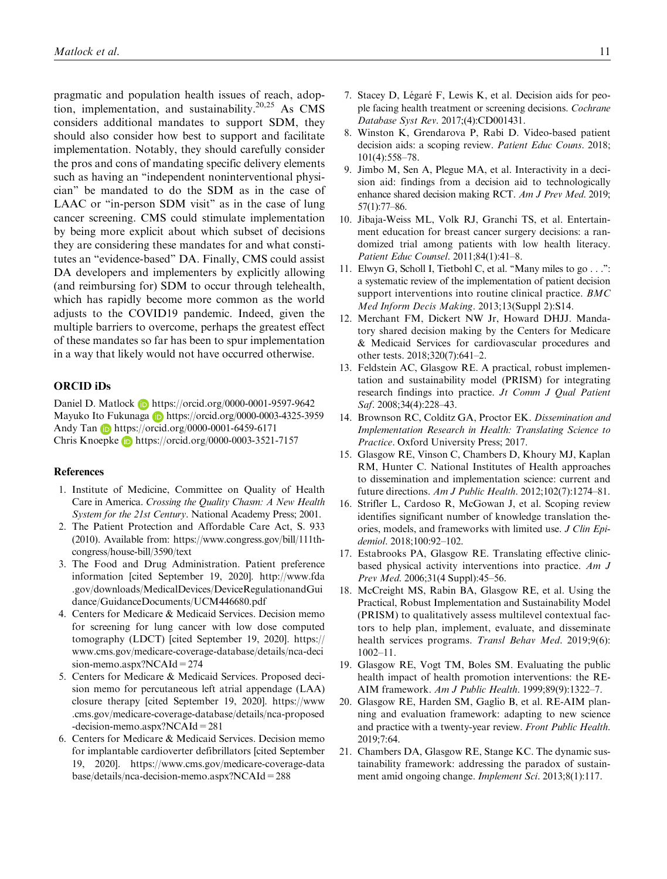pragmatic and population health issues of reach, adoption, implementation, and sustainability.[20,25] As CMS considers additional mandates to support SDM, they should also consider how best to support and facilitate implementation. Notably, they should carefully consider the pros and cons of mandating specific delivery elements such as having an "independent noninterventional physician" be mandated to do the SDM as in the case of LAAC or "in-person SDM visit" as in the case of lung cancer screening. CMS could stimulate implementation by being more explicit about which subset of decisions they are considering these mandates for and what constitutes an "evidence-based" DA. Finally, CMS could assist DA developers and implementers by explicitly allowing (and reimbursing for) SDM to occur through telehealth, which has rapidly become more common as the world adjusts to the COVID19 pandemic. Indeed, given the multiple barriers to overcome, perhaps the greatest effect of these mandates so far has been to spur implementation in a way that likely would not have occurred otherwise.

## ORCID iDs

Daniel D. Matlock https://orcid.org/0000-0001-9597-9642
Mayuko Ito Fukunaga https://orcid.org/0000-0003-4325-3959
Andy Tan https://orcid.org/0000-0001-6459-6171
Chris Knoepke https://orcid.org/0000-0003-3521-7157

## References

1. Institute of Medicine, Committee on Quality of Health Care in America. *Crossing the Quality Chasm: A New Health System for the 21st Century*. National Academy Press; 2001.
2. The Patient Protection and Affordable Care Act, S. 933 (2010). Available from: https://www.congress.gov/bill/111th-congress/house-bill/3590/text
3. The Food and Drug Administration. Patient preference information [cited September 19, 2020]. http://www.fda.gov/downloads/MedicalDevices/DeviceRegulationandGuidance/GuidanceDocuments/UCM446680.pdf
4. Centers for Medicare & Medicaid Services. Decision memo for screening for lung cancer with low dose computed tomography (LDCT) [cited September 19, 2020]. https://www.cms.gov/medicare-coverage-database/details/nca-decision-memo.aspx?NCAId=274
5. Centers for Medicare & Medicaid Services. Proposed decision memo for percutaneous left atrial appendage (LAA) closure therapy [cited September 19, 2020]. https://www.cms.gov/medicare-coverage-database/details/nca-proposed-decision-memo.aspx?NCAId=281
6. Centers for Medicare & Medicaid Services. Decision memo for implantable cardioverter defibrillators [cited September 19, 2020]. https://www.cms.gov/medicare-coverage-database/details/nca-decision-memo.aspx?NCAId=288
7. Stacey D, Légaré F, Lewis K, et al. Decision aids for people facing health treatment or screening decisions. *Cochrane Database Syst Rev*. 2017;(4):CD001431.
8. Winston K, Grendarova P, Rabi D. Video-based patient decision aids: a scoping review. *Patient Educ Couns*. 2018; 101(4):558–78.
9. Jimbo M, Sen A, Plegue MA, et al. Interactivity in a decision aid: findings from a decision aid to technologically enhance shared decision making RCT. *Am J Prev Med*. 2019; 57(1):77–86.
10. Jibaja-Weiss ML, Volk RJ, Granchi TS, et al. Entertainment education for breast cancer surgery decisions: a randomized trial among patients with low health literacy. *Patient Educ Counsel*. 2011;84(1):41–8.
11. Elwyn G, Scholl I, Tietbohl C, et al. "Many miles to go . . .": a systematic review of the implementation of patient decision support interventions into routine clinical practice. *BMC Med Inform Decis Making*. 2013;13(Suppl 2):S14.
12. Merchant FM, Dickert NW Jr, Howard DHJJ. Mandatory shared decision making by the Centers for Medicare & Medicaid Services for cardiovascular procedures and other tests. 2018;320(7):641–2.
13. Feldstein AC, Glasgow RE. A practical, robust implementation and sustainability model (PRISM) for integrating research findings into practice. *Jt Comm J Qual Patient Saf*. 2008;34(4):228–43.
14. Brownson RC, Colditz GA, Proctor EK. *Dissemination and Implementation Research in Health: Translating Science to Practice*. Oxford University Press; 2017.
15. Glasgow RE, Vinson C, Chambers D, Khoury MJ, Kaplan RM, Hunter C. National Institutes of Health approaches to dissemination and implementation science: current and future directions. *Am J Public Health*. 2012;102(7):1274–81.
16. Strifler L, Cardoso R, McGowan J, et al. Scoping review identifies significant number of knowledge translation theories, models, and frameworks with limited use. *J Clin Epidemiol*. 2018;100:92–102.
17. Estabrooks PA, Glasgow RE. Translating effective clinic-based physical activity interventions into practice. *Am J Prev Med*. 2006;31(4 Suppl):45–56.
18. McCreight MS, Rabin BA, Glasgow RE, et al. Using the Practical, Robust Implementation and Sustainability Model (PRISM) to qualitatively assess multilevel contextual factors to help plan, implement, evaluate, and disseminate health services programs. *Transl Behav Med*. 2019;9(6): 1002–11.
19. Glasgow RE, Vogt TM, Boles SM. Evaluating the public health impact of health promotion interventions: the RE-AIM framework. *Am J Public Health*. 1999;89(9):1322–7.
20. Glasgow RE, Harden SM, Gaglio B, et al. RE-AIM planning and evaluation framework: adapting to new science and practice with a twenty-year review. *Front Public Health*. 2019;7:64.
21. Chambers DA, Glasgow RE, Stange KC. The dynamic sustainability framework: addressing the paradox of sustainment amid ongoing change. *Implement Sci*. 2013;8(1):117.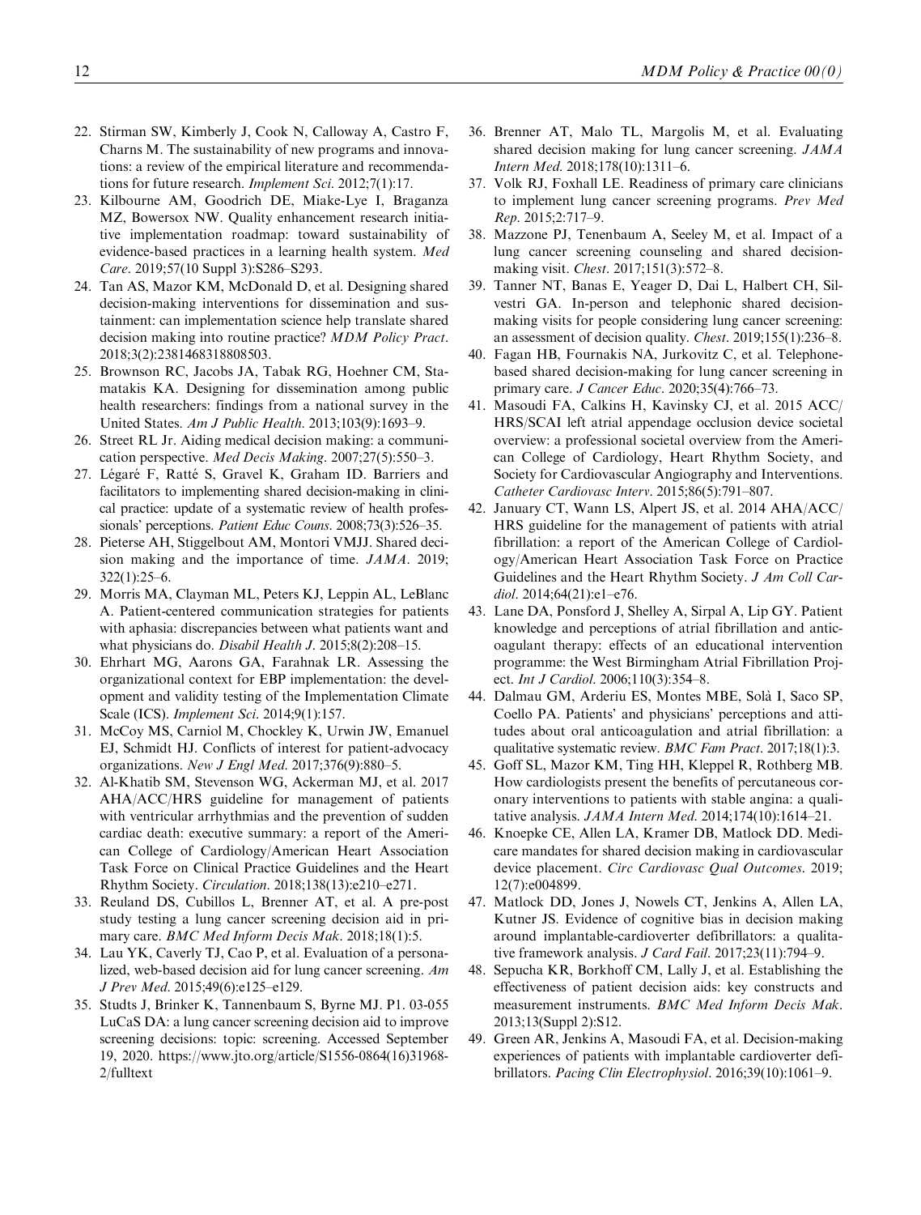22. Stirman SW, Kimberly J, Cook N, Calloway A, Castro F, Charns M. The sustainability of new programs and innovations: a review of the empirical literature and recommendations for future research. *Implement Sci*. 2012;7(1):17.
23. Kilbourne AM, Goodrich DE, Miake-Lye I, Braganza MZ, Bowersox NW. Quality enhancement research initiative implementation roadmap: toward sustainability of evidence-based practices in a learning health system. *Med Care*. 2019;57(10 Suppl 3):S286–S293.
24. Tan AS, Mazor KM, McDonald D, et al. Designing shared decision-making interventions for dissemination and sustainment: can implementation science help translate shared decision making into routine practice? *MDM Policy Pract*. 2018;3(2):2381468318808503.
25. Brownson RC, Jacobs JA, Tabak RG, Hoehner CM, Stamatakis KA. Designing for dissemination among public health researchers: findings from a national survey in the United States. *Am J Public Health*. 2013;103(9):1693–9.
26. Street RL Jr. Aiding medical decision making: a communication perspective. *Med Decis Making*. 2007;27(5):550–3.
27. Légaré F, Ratté S, Gravel K, Graham ID. Barriers and facilitators to implementing shared decision-making in clinical practice: update of a systematic review of health professionals' perceptions. *Patient Educ Couns*. 2008;73(3):526–35.
28. Pieterse AH, Stiggelbout AM, Montori VMJJ. Shared decision making and the importance of time. *JAMA*. 2019; 322(1):25–6.
29. Morris MA, Clayman ML, Peters KJ, Leppin AL, LeBlanc A. Patient-centered communication strategies for patients with aphasia: discrepancies between what patients want and what physicians do. *Disabil Health J*. 2015;8(2):208–15.
30. Ehrhart MG, Aarons GA, Farahnak LR. Assessing the organizational context for EBP implementation: the development and validity testing of the Implementation Climate Scale (ICS). *Implement Sci*. 2014;9(1):157.
31. McCoy MS, Carniol M, Chockley K, Urwin JW, Emanuel EJ, Schmidt HJ. Conflicts of interest for patient-advocacy organizations. *New J Engl Med*. 2017;376(9):880–5.
32. Al-Khatib SM, Stevenson WG, Ackerman MJ, et al. 2017 AHA/ACC/HRS guideline for management of patients with ventricular arrhythmias and the prevention of sudden cardiac death: executive summary: a report of the American College of Cardiology/American Heart Association Task Force on Clinical Practice Guidelines and the Heart Rhythm Society. *Circulation*. 2018;138(13):e210–e271.
33. Reuland DS, Cubillos L, Brenner AT, et al. A pre-post study testing a lung cancer screening decision aid in primary care. *BMC Med Inform Decis Mak*. 2018;18(1):5.
34. Lau YK, Caverly TJ, Cao P, et al. Evaluation of a personalized, web-based decision aid for lung cancer screening. *Am J Prev Med*. 2015;49(6):e125–e129.
35. Studts J, Brinker K, Tannenbaum S, Byrne MJ. P1. 03-055 LuCaS DA: a lung cancer screening decision aid to improve screening decisions: topic: screening. Accessed September 19, 2020. https://www.jto.org/article/S1556-0864(16)31968-2/fulltext
36. Brenner AT, Malo TL, Margolis M, et al. Evaluating shared decision making for lung cancer screening. *JAMA Intern Med*. 2018;178(10):1311–6.
37. Volk RJ, Foxhall LE. Readiness of primary care clinicians to implement lung cancer screening programs. *Prev Med Rep*. 2015;2:717–9.
38. Mazzone PJ, Tenenbaum A, Seeley M, et al. Impact of a lung cancer screening counseling and shared decision-making visit. *Chest*. 2017;151(3):572–8.
39. Tanner NT, Banas E, Yeager D, Dai L, Halbert CH, Silvestri GA. In-person and telephonic shared decision-making visits for people considering lung cancer screening: an assessment of decision quality. *Chest*. 2019;155(1):236–8.
40. Fagan HB, Fournakis NA, Jurkovitz C, et al. Telephone-based shared decision-making for lung cancer screening in primary care. *J Cancer Educ*. 2020;35(4):766–73.
41. Masoudi FA, Calkins H, Kavinsky CJ, et al. 2015 ACC/HRS/SCAI left atrial appendage occlusion device societal overview: a professional societal overview from the American College of Cardiology, Heart Rhythm Society, and Society for Cardiovascular Angiography and Interventions. *Catheter Cardiovasc Interv*. 2015;86(5):791–807.
42. January CT, Wann LS, Alpert JS, et al. 2014 AHA/ACC/HRS guideline for the management of patients with atrial fibrillation: a report of the American College of Cardiology/American Heart Association Task Force on Practice Guidelines and the Heart Rhythm Society. *J Am Coll Cardiol*. 2014;64(21):e1–e76.
43. Lane DA, Ponsford J, Shelley A, Sirpal A, Lip GY. Patient knowledge and perceptions of atrial fibrillation and anticoagulant therapy: effects of an educational intervention programme: the West Birmingham Atrial Fibrillation Project. *Int J Cardiol*. 2006;110(3):354–8.
44. Dalmau GM, Arderiu ES, Montes MBE, Solà I, Saco SP, Coello PA. Patients' and physicians' perceptions and attitudes about oral anticoagulation and atrial fibrillation: a qualitative systematic review. *BMC Fam Pract*. 2017;18(1):3.
45. Goff SL, Mazor KM, Ting HH, Kleppel R, Rothberg MB. How cardiologists present the benefits of percutaneous coronary interventions to patients with stable angina: a qualitative analysis. *JAMA Intern Med*. 2014;174(10):1614–21.
46. Knoepke CE, Allen LA, Kramer DB, Matlock DD. Medicare mandates for shared decision making in cardiovascular device placement. *Circ Cardiovasc Qual Outcomes*. 2019; 12(7):e004899.
47. Matlock DD, Jones J, Nowels CT, Jenkins A, Allen LA, Kutner JS. Evidence of cognitive bias in decision making around implantable-cardioverter defibrillators: a qualitative framework analysis. *J Card Fail*. 2017;23(11):794–9.
48. Sepucha KR, Borkhoff CM, Lally J, et al. Establishing the effectiveness of patient decision aids: key constructs and measurement instruments. *BMC Med Inform Decis Mak*. 2013;13(Suppl 2):S12.
49. Green AR, Jenkins A, Masoudi FA, et al. Decision-making experiences of patients with implantable cardioverter defibrillators. *Pacing Clin Electrophysiol*. 2016;39(10):1061–9.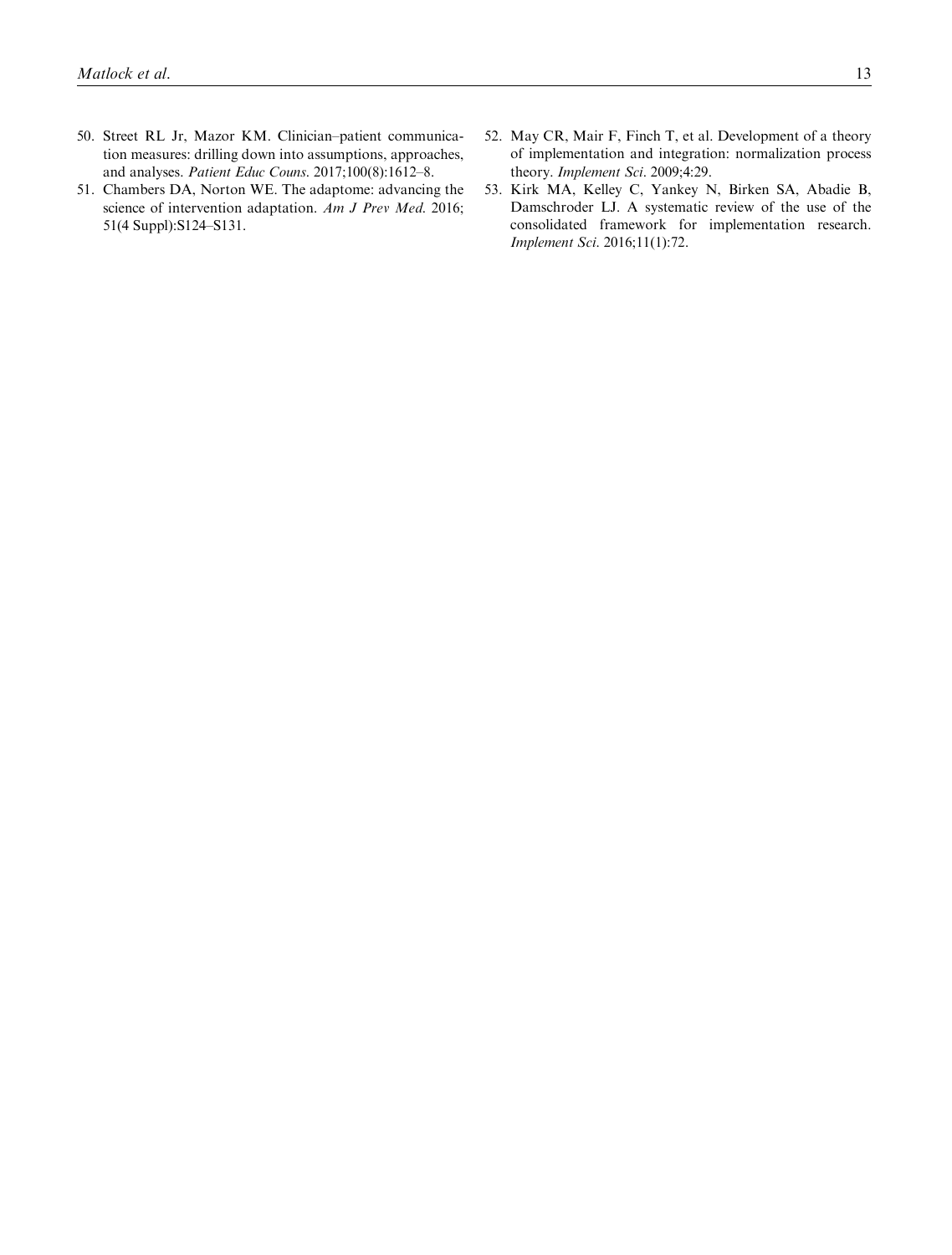50. Street RL Jr, Mazor KM. Clinician–patient communication measures: drilling down into assumptions, approaches, and analyses. *Patient Educ Couns*. 2017;100(8):1612–8.
51. Chambers DA, Norton WE. The adaptome: advancing the science of intervention adaptation. *Am J Prev Med*. 2016; 51(4 Suppl):S124–S131.
52. May CR, Mair F, Finch T, et al. Development of a theory of implementation and integration: normalization process theory. *Implement Sci*. 2009;4:29.
53. Kirk MA, Kelley C, Yankey N, Birken SA, Abadie B, Damschroder LJ. A systematic review of the use of the consolidated framework for implementation research. *Implement Sci*. 2016;11(1):72.